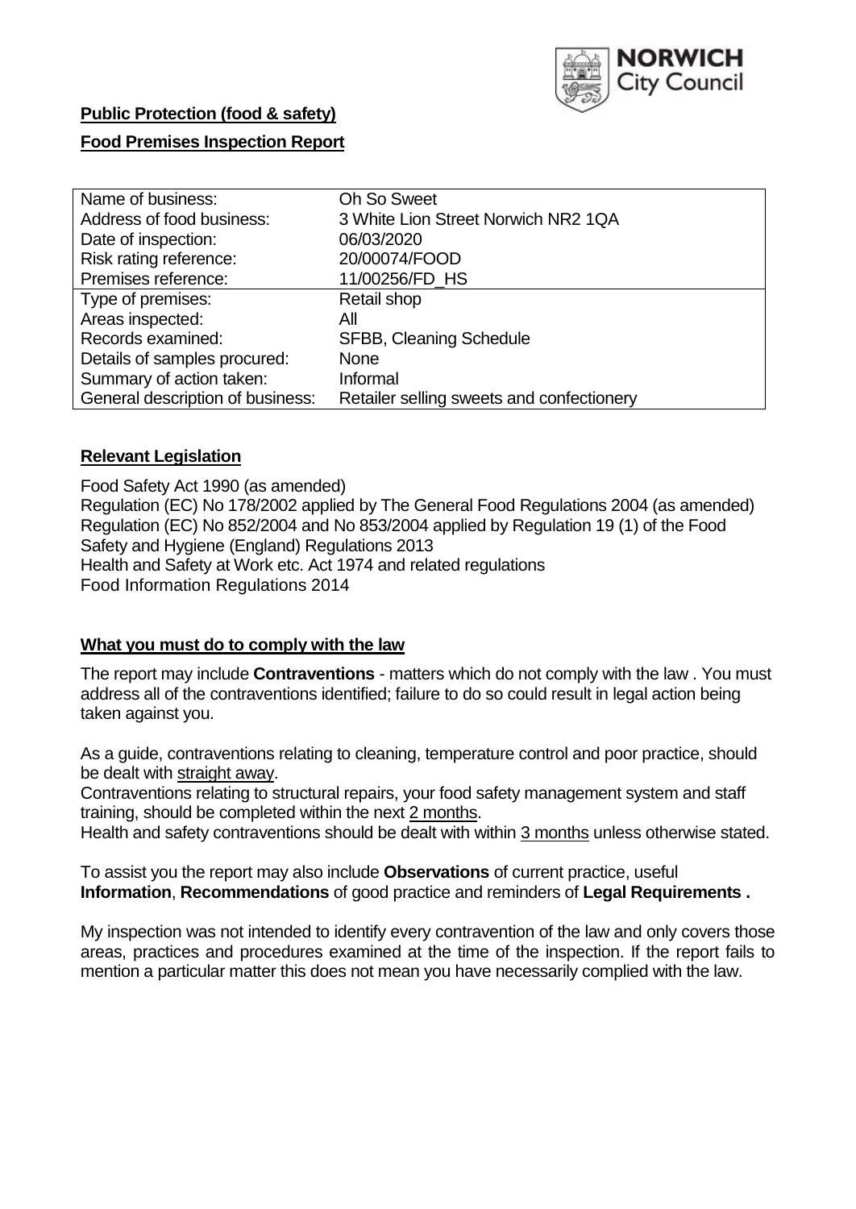**Public Protection (food & safety)**

**Food Premises Inspection Report**

| Name of business: | Oh So Sweet |
|---|---|
| Address of food business: | 3 White Lion Street Norwich NR2 1QA |
| Date of inspection: | 06/03/2020 |
| Risk rating reference: | 20/00074/FOOD |
| Premises reference: | 11/00256/FD_HS |
| Type of premises: | Retail shop |
| Areas inspected: | All |
| Records examined: | SFBB, Cleaning Schedule |
| Details of samples procured: | None |
| Summary of action taken: | Informal |
| General description of business: | Retailer selling sweets and confectionery |

## Relevant Legislation

Food Safety Act 1990 (as amended)
Regulation (EC) No 178/2002 applied by The General Food Regulations 2004 (as amended)
Regulation (EC) No 852/2004 and No 853/2004 applied by Regulation 19 (1) of the Food Safety and Hygiene (England) Regulations 2013
Health and Safety at Work etc. Act 1974 and related regulations
Food Information Regulations 2014

## What you must do to comply with the law

The report may include **Contraventions** - matters which do not comply with the law . You must address all of the contraventions identified; failure to do so could result in legal action being taken against you.

As a guide, contraventions relating to cleaning, temperature control and poor practice, should be dealt with straight away.

Contraventions relating to structural repairs, your food safety management system and staff training, should be completed within the next 2 months.

Health and safety contraventions should be dealt with within 3 months unless otherwise stated.

To assist you the report may also include **Observations** of current practice, useful **Information**, **Recommendations** of good practice and reminders of **Legal Requirements .**

My inspection was not intended to identify every contravention of the law and only covers those areas, practices and procedures examined at the time of the inspection. If the report fails to mention a particular matter this does not mean you have necessarily complied with the law.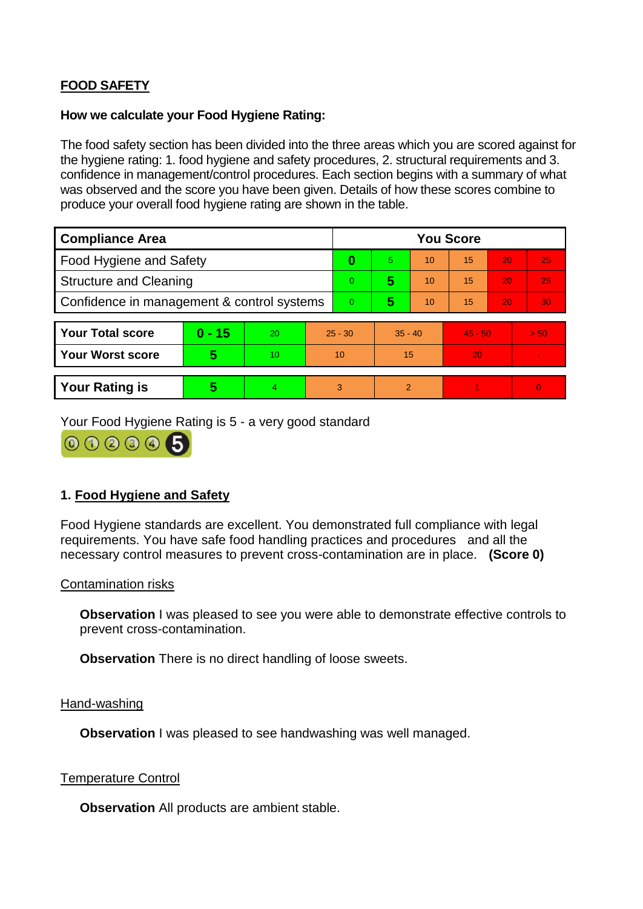**FOOD SAFETY**

**How we calculate your Food Hygiene Rating:**

The food safety section has been divided into the three areas which you are scored against for the hygiene rating: 1. food hygiene and safety procedures, 2. structural requirements and 3. confidence in management/control procedures. Each section begins with a summary of what was observed and the score you have been given. Details of how these scores combine to produce your overall food hygiene rating are shown in the table.

| Compliance Area | You Score | | | | | |
|---|---|---|---|---|---|---|
| Food Hygiene and Safety | **0** | 5 | 10 | 15 | 20 | 25 |
| Structure and Cleaning | 0 | **5** | 10 | 15 | 20 | 25 |
| Confidence in management & control systems | 0 | **5** | 10 | 15 | 20 | 30 |

| | | | | | | |
|---|---|---|---|---|---|---|
| **Your Total score** | **0 - 15** | 20 | 25 - 30 | 35 - 40 | 45 - 50 | > 50 |
| **Your Worst score** | **5** | 10 | 10 | 15 | 20 | - |
| **Your Rating is** | **5** | 4 | 3 | 2 | 1 | 0 |

Your Food Hygiene Rating is 5 - a very good standard

## 1. Food Hygiene and Safety

Food Hygiene standards are excellent. You demonstrated full compliance with legal requirements. You have safe food handling practices and procedures and all the necessary control measures to prevent cross-contamination are in place. **(Score 0)**

Contamination risks

**Observation** I was pleased to see you were able to demonstrate effective controls to prevent cross-contamination.

**Observation** There is no direct handling of loose sweets.

Hand-washing

**Observation** I was pleased to see handwashing was well managed.

Temperature Control

**Observation** All products are ambient stable.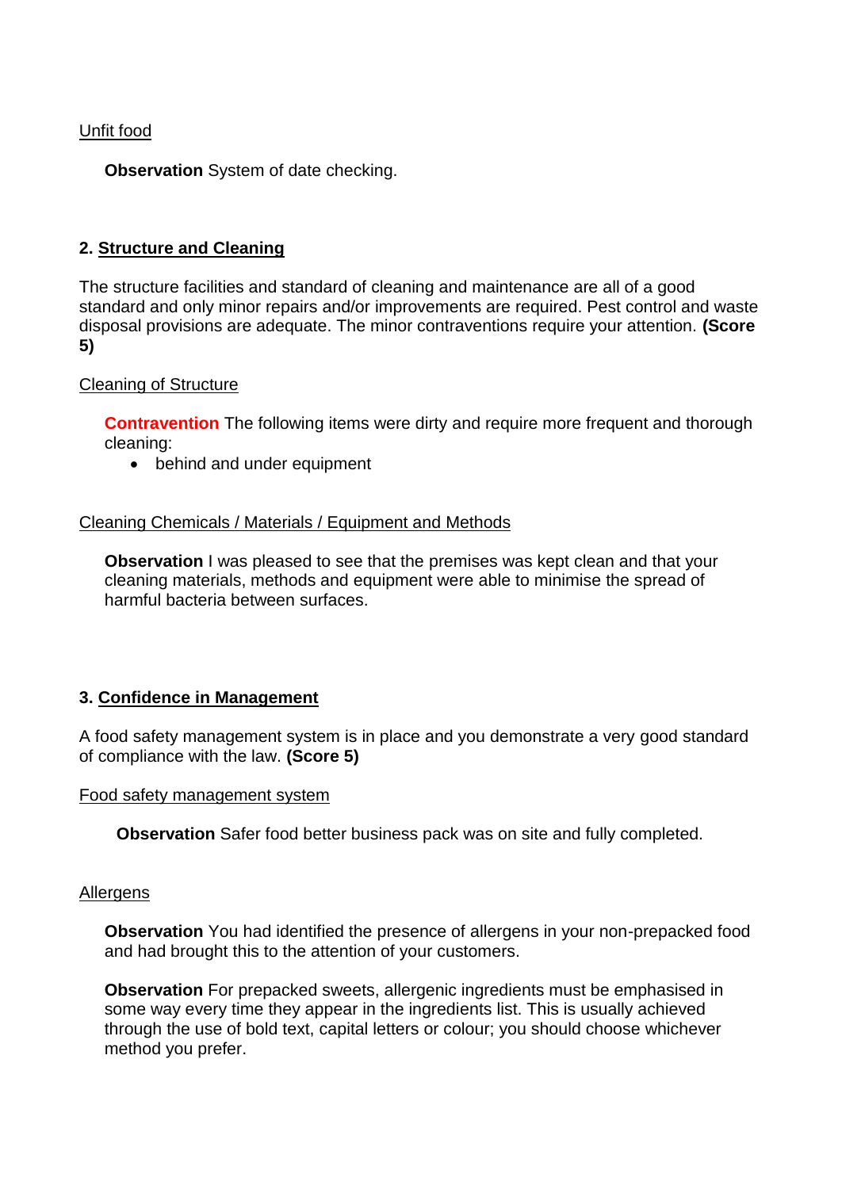Unfit food

**Observation** System of date checking.

## 2. Structure and Cleaning

The structure facilities and standard of cleaning and maintenance are all of a good standard and only minor repairs and/or improvements are required. Pest control and waste disposal provisions are adequate. The minor contraventions require your attention. **(Score 5)**

Cleaning of Structure

**Contravention** The following items were dirty and require more frequent and thorough cleaning:

- behind and under equipment

Cleaning Chemicals / Materials / Equipment and Methods

**Observation** I was pleased to see that the premises was kept clean and that your cleaning materials, methods and equipment were able to minimise the spread of harmful bacteria between surfaces.

## 3. Confidence in Management

A food safety management system is in place and you demonstrate a very good standard of compliance with the law. **(Score 5)**

Food safety management system

**Observation** Safer food better business pack was on site and fully completed.

Allergens

**Observation** You had identified the presence of allergens in your non-prepacked food and had brought this to the attention of your customers.

**Observation** For prepacked sweets, allergenic ingredients must be emphasised in some way every time they appear in the ingredients list. This is usually achieved through the use of bold text, capital letters or colour; you should choose whichever method you prefer.